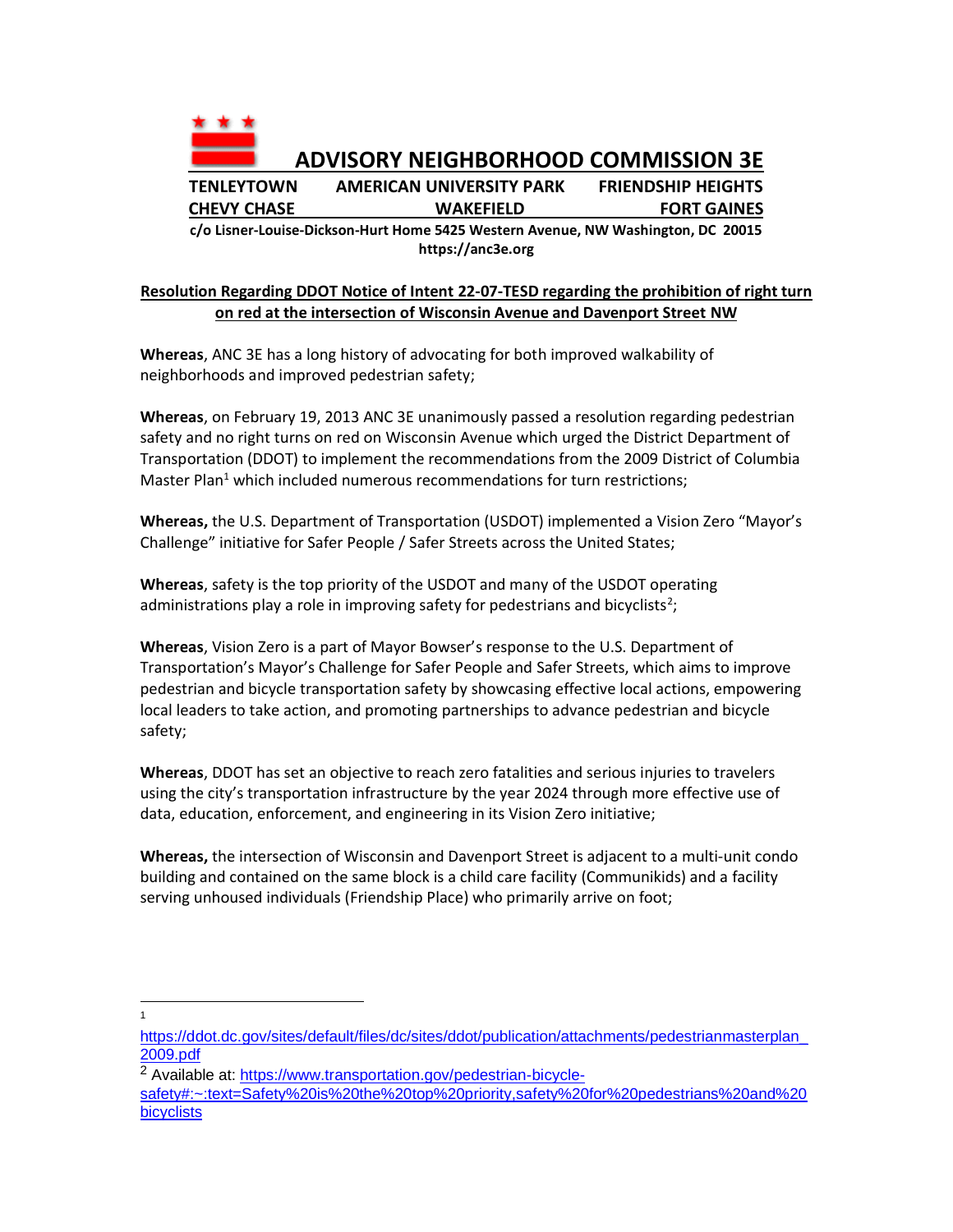# ADVISORY NEIGHBORHOOD COMMISSION 3E

**TENLEYTOWN AMERICAN UNIVERSITY PARK FRIENDSHIP HEIGHTS**
**CHEVY CHASE WAKEFIELD FORT GAINES**

**c/o Lisner-Louise-Dickson-Hurt Home 5425 Western Avenue, NW Washington, DC 20015**
**https://anc3e.org**

## Resolution Regarding DDOT Notice of Intent 22-07-TESD regarding the prohibition of right turn on red at the intersection of Wisconsin Avenue and Davenport Street NW

**Whereas**, ANC 3E has a long history of advocating for both improved walkability of neighborhoods and improved pedestrian safety;

**Whereas**, on February 19, 2013 ANC 3E unanimously passed a resolution regarding pedestrian safety and no right turns on red on Wisconsin Avenue which urged the District Department of Transportation (DDOT) to implement the recommendations from the 2009 District of Columbia Master Plan[1] which included numerous recommendations for turn restrictions;

**Whereas,** the U.S. Department of Transportation (USDOT) implemented a Vision Zero "Mayor's Challenge" initiative for Safer People / Safer Streets across the United States;

**Whereas**, safety is the top priority of the USDOT and many of the USDOT operating administrations play a role in improving safety for pedestrians and bicyclists[2];

**Whereas**, Vision Zero is a part of Mayor Bowser's response to the U.S. Department of Transportation's Mayor's Challenge for Safer People and Safer Streets, which aims to improve pedestrian and bicycle transportation safety by showcasing effective local actions, empowering local leaders to take action, and promoting partnerships to advance pedestrian and bicycle safety;

**Whereas**, DDOT has set an objective to reach zero fatalities and serious injuries to travelers using the city's transportation infrastructure by the year 2024 through more effective use of data, education, enforcement, and engineering in its Vision Zero initiative;

**Whereas,** the intersection of Wisconsin and Davenport Street is adjacent to a multi-unit condo building and contained on the same block is a child care facility (Communikids) and a facility serving unhoused individuals (Friendship Place) who primarily arrive on foot;

---

[1] https://ddot.dc.gov/sites/default/files/dc/sites/ddot/publication/attachments/pedestrianmasterplan_2009.pdf

[2] Available at: https://www.transportation.gov/pedestrian-bicycle-safety#:~:text=Safety%20is%20the%20top%20priority,safety%20for%20pedestrians%20and%20bicyclists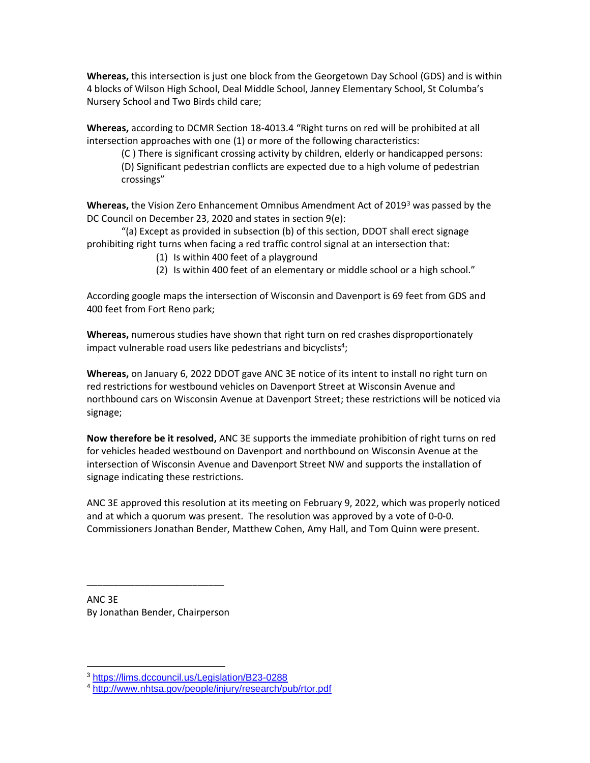**Whereas,** this intersection is just one block from the Georgetown Day School (GDS) and is within 4 blocks of Wilson High School, Deal Middle School, Janney Elementary School, St Columba's Nursery School and Two Birds child care;

**Whereas,** according to DCMR Section 18-4013.4 "Right turns on red will be prohibited at all intersection approaches with one (1) or more of the following characteristics:

> (C ) There is significant crossing activity by children, elderly or handicapped persons:
> (D) Significant pedestrian conflicts are expected due to a high volume of pedestrian crossings"

**Whereas,** the Vision Zero Enhancement Omnibus Amendment Act of 2019[3] was passed by the DC Council on December 23, 2020 and states in section 9(e):

"(a) Except as provided in subsection (b) of this section, DDOT shall erect signage prohibiting right turns when facing a red traffic control signal at an intersection that:

1. Is within 400 feet of a playground
2. Is within 400 feet of an elementary or middle school or a high school."

According google maps the intersection of Wisconsin and Davenport is 69 feet from GDS and 400 feet from Fort Reno park;

**Whereas,** numerous studies have shown that right turn on red crashes disproportionately impact vulnerable road users like pedestrians and bicyclists[4];

**Whereas,** on January 6, 2022 DDOT gave ANC 3E notice of its intent to install no right turn on red restrictions for westbound vehicles on Davenport Street at Wisconsin Avenue and northbound cars on Wisconsin Avenue at Davenport Street; these restrictions will be noticed via signage;

**Now therefore be it resolved,** ANC 3E supports the immediate prohibition of right turns on red for vehicles headed westbound on Davenport and northbound on Wisconsin Avenue at the intersection of Wisconsin Avenue and Davenport Street NW and supports the installation of signage indicating these restrictions.

ANC 3E approved this resolution at its meeting on February 9, 2022, which was properly noticed and at which a quorum was present. The resolution was approved by a vote of 0-0-0. Commissioners Jonathan Bender, Matthew Cohen, Amy Hall, and Tom Quinn were present.

\_\_\_\_\_\_\_\_\_\_\_\_\_\_\_\_\_\_\_\_\_\_\_\_\_\_

ANC 3E
By Jonathan Bender, Chairperson

---

[3] https://lims.dccouncil.us/Legislation/B23-0288

[4] http://www.nhtsa.gov/people/injury/research/pub/rtor.pdf